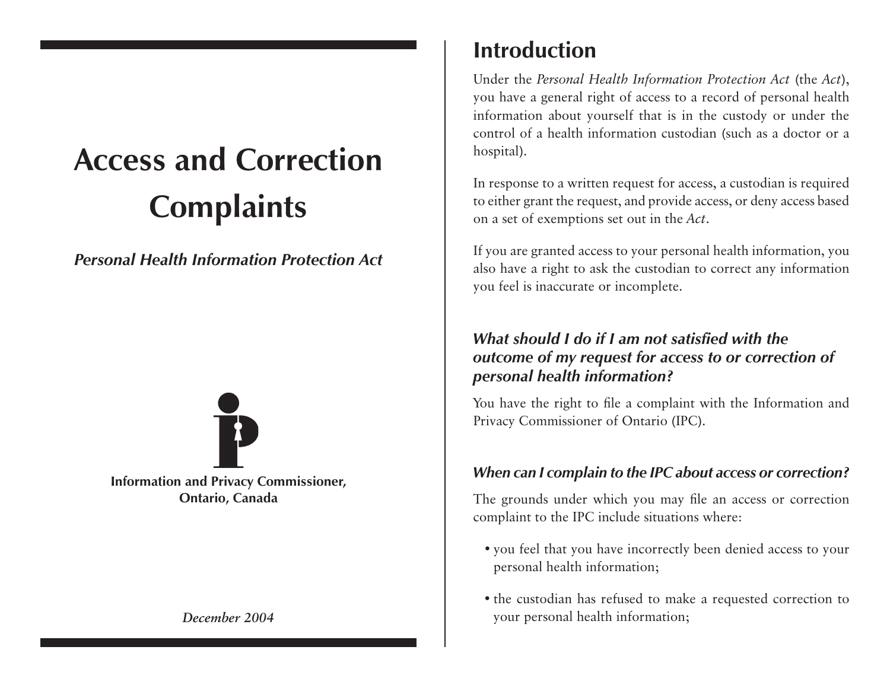# Access and Correction Complaints

***Personal Health Information Protection Act***

**Information and Privacy Commissioner, Ontario, Canada**

*December 2004*

## Introduction

Under the *Personal Health Information Protection Act* (the *Act*), you have a general right of access to a record of personal health information about yourself that is in the custody or under the control of a health information custodian (such as a doctor or a hospital).

In response to a written request for access, a custodian is required to either grant the request, and provide access, or deny access based on a set of exemptions set out in the *Act*.

If you are granted access to your personal health information, you also have a right to ask the custodian to correct any information you feel is inaccurate or incomplete.

### *What should I do if I am not satisfied with the outcome of my request for access to or correction of personal health information?*

You have the right to file a complaint with the Information and Privacy Commissioner of Ontario (IPC).

### *When can I complain to the IPC about access or correction?*

The grounds under which you may file an access or correction complaint to the IPC include situations where:

- you feel that you have incorrectly been denied access to your personal health information;
- the custodian has refused to make a requested correction to your personal health information;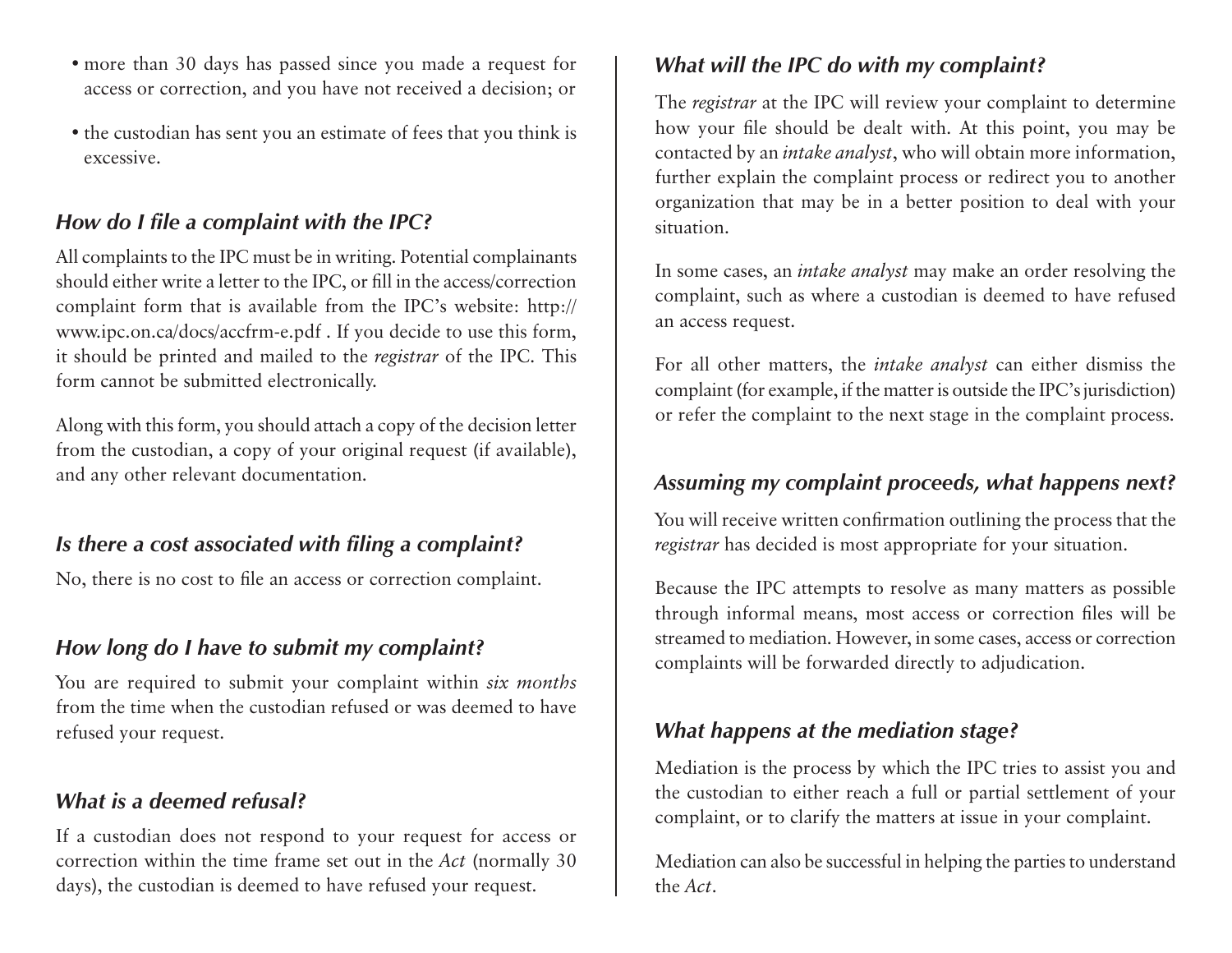- more than 30 days has passed since you made a request for access or correction, and you have not received a decision; or
- the custodian has sent you an estimate of fees that you think is excessive.

### *How do I file a complaint with the IPC?*

All complaints to the IPC must be in writing. Potential complainants should either write a letter to the IPC, or fill in the access/correction complaint form that is available from the IPC's website: http://www.ipc.on.ca/docs/accfrm-e.pdf . If you decide to use this form, it should be printed and mailed to the *registrar* of the IPC. This form cannot be submitted electronically.

Along with this form, you should attach a copy of the decision letter from the custodian, a copy of your original request (if available), and any other relevant documentation.

### *Is there a cost associated with filing a complaint?*

No, there is no cost to file an access or correction complaint.

### *How long do I have to submit my complaint?*

You are required to submit your complaint within *six months* from the time when the custodian refused or was deemed to have refused your request.

### *What is a deemed refusal?*

If a custodian does not respond to your request for access or correction within the time frame set out in the *Act* (normally 30 days), the custodian is deemed to have refused your request.

### *What will the IPC do with my complaint?*

The *registrar* at the IPC will review your complaint to determine how your file should be dealt with. At this point, you may be contacted by an *intake analyst*, who will obtain more information, further explain the complaint process or redirect you to another organization that may be in a better position to deal with your situation.

In some cases, an *intake analyst* may make an order resolving the complaint, such as where a custodian is deemed to have refused an access request.

For all other matters, the *intake analyst* can either dismiss the complaint (for example, if the matter is outside the IPC's jurisdiction) or refer the complaint to the next stage in the complaint process.

### *Assuming my complaint proceeds, what happens next?*

You will receive written confirmation outlining the process that the *registrar* has decided is most appropriate for your situation.

Because the IPC attempts to resolve as many matters as possible through informal means, most access or correction files will be streamed to mediation. However, in some cases, access or correction complaints will be forwarded directly to adjudication.

### *What happens at the mediation stage?*

Mediation is the process by which the IPC tries to assist you and the custodian to either reach a full or partial settlement of your complaint, or to clarify the matters at issue in your complaint.

Mediation can also be successful in helping the parties to understand the *Act*.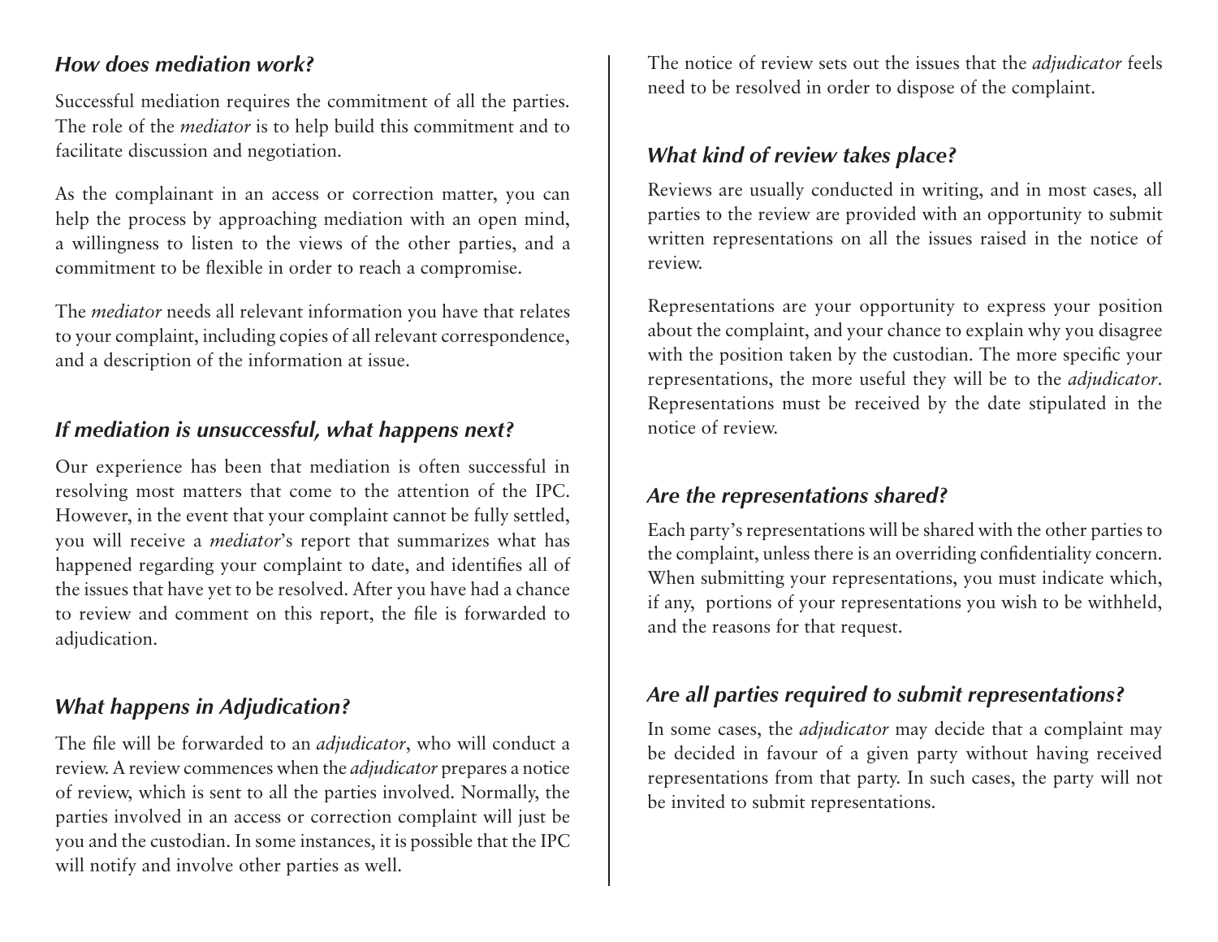### *How does mediation work?*

Successful mediation requires the commitment of all the parties. The role of the *mediator* is to help build this commitment and to facilitate discussion and negotiation.

As the complainant in an access or correction matter, you can help the process by approaching mediation with an open mind, a willingness to listen to the views of the other parties, and a commitment to be flexible in order to reach a compromise.

The *mediator* needs all relevant information you have that relates to your complaint, including copies of all relevant correspondence, and a description of the information at issue.

### *If mediation is unsuccessful, what happens next?*

Our experience has been that mediation is often successful in resolving most matters that come to the attention of the IPC. However, in the event that your complaint cannot be fully settled, you will receive a *mediator*'s report that summarizes what has happened regarding your complaint to date, and identifies all of the issues that have yet to be resolved. After you have had a chance to review and comment on this report, the file is forwarded to adjudication.

### *What happens in Adjudication?*

The file will be forwarded to an *adjudicator*, who will conduct a review. A review commences when the *adjudicator* prepares a notice of review, which is sent to all the parties involved. Normally, the parties involved in an access or correction complaint will just be you and the custodian. In some instances, it is possible that the IPC will notify and involve other parties as well.

The notice of review sets out the issues that the *adjudicator* feels need to be resolved in order to dispose of the complaint.

### *What kind of review takes place?*

Reviews are usually conducted in writing, and in most cases, all parties to the review are provided with an opportunity to submit written representations on all the issues raised in the notice of review.

Representations are your opportunity to express your position about the complaint, and your chance to explain why you disagree with the position taken by the custodian. The more specific your representations, the more useful they will be to the *adjudicator*. Representations must be received by the date stipulated in the notice of review.

### *Are the representations shared?*

Each party's representations will be shared with the other parties to the complaint, unless there is an overriding confidentiality concern. When submitting your representations, you must indicate which, if any, portions of your representations you wish to be withheld, and the reasons for that request.

### *Are all parties required to submit representations?*

In some cases, the *adjudicator* may decide that a complaint may be decided in favour of a given party without having received representations from that party. In such cases, the party will not be invited to submit representations.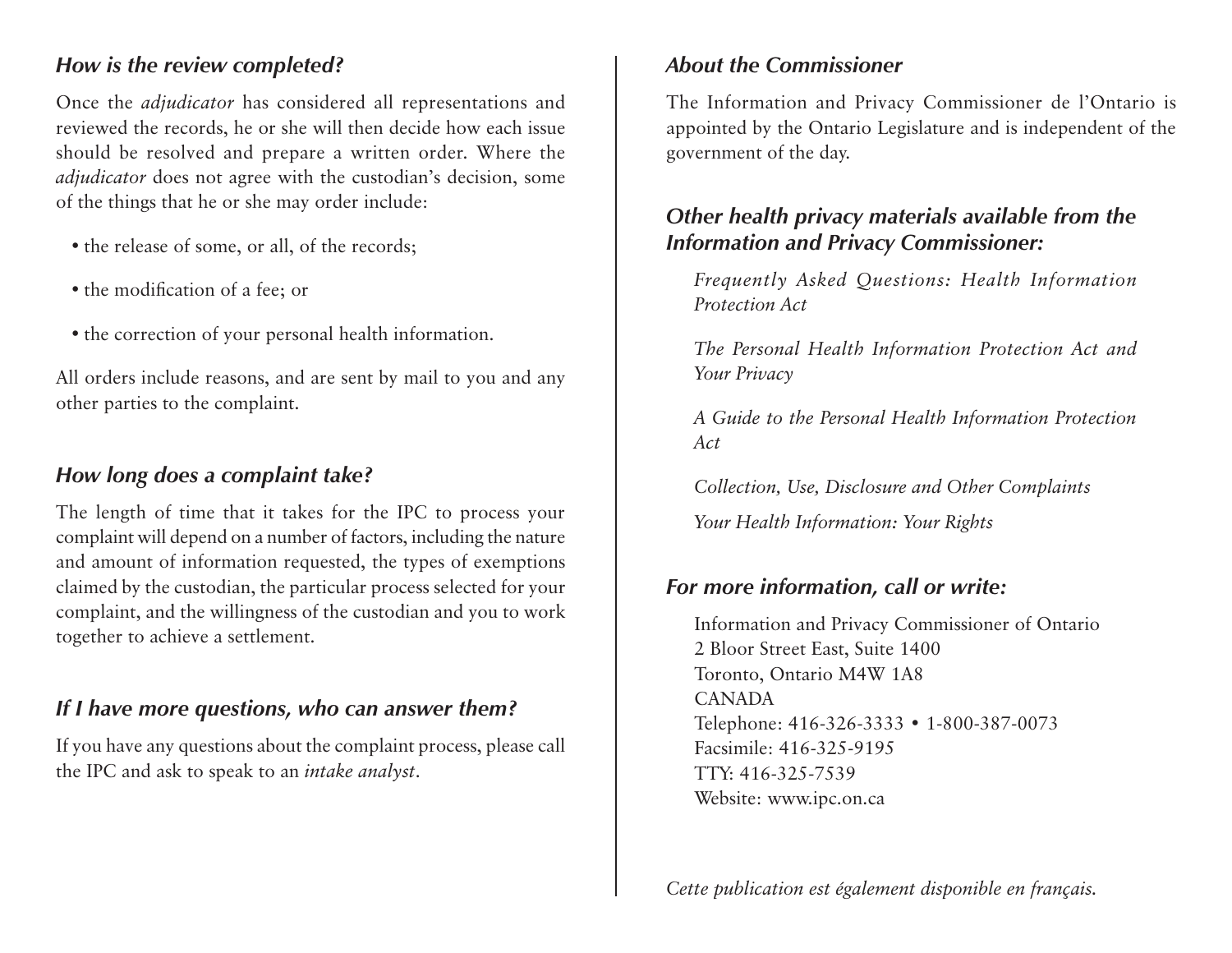### *How is the review completed?*

Once the *adjudicator* has considered all representations and reviewed the records, he or she will then decide how each issue should be resolved and prepare a written order. Where the *adjudicator* does not agree with the custodian's decision, some of the things that he or she may order include:

- the release of some, or all, of the records;
- the modification of a fee; or
- the correction of your personal health information.

All orders include reasons, and are sent by mail to you and any other parties to the complaint.

### *How long does a complaint take?*

The length of time that it takes for the IPC to process your complaint will depend on a number of factors, including the nature and amount of information requested, the types of exemptions claimed by the custodian, the particular process selected for your complaint, and the willingness of the custodian and you to work together to achieve a settlement.

### *If I have more questions, who can answer them?*

If you have any questions about the complaint process, please call the IPC and ask to speak to an *intake analyst*.

### *About the Commissioner*

The Information and Privacy Commissioner de l'Ontario is appointed by the Ontario Legislature and is independent of the government of the day.

### *Other health privacy materials available from the Information and Privacy Commissioner:*

*Frequently Asked Questions: Health Information Protection Act*

*The Personal Health Information Protection Act and Your Privacy*

*A Guide to the Personal Health Information Protection Act*

*Collection, Use, Disclosure and Other Complaints*

*Your Health Information: Your Rights*

### *For more information, call or write:*

Information and Privacy Commissioner of Ontario
2 Bloor Street East, Suite 1400
Toronto, Ontario M4W 1A8
CANADA
Telephone: 416-326-3333 • 1-800-387-0073
Facsimile: 416-325-9195
TTY: 416-325-7539
Website: www.ipc.on.ca

*Cette publication est également disponible en français.*